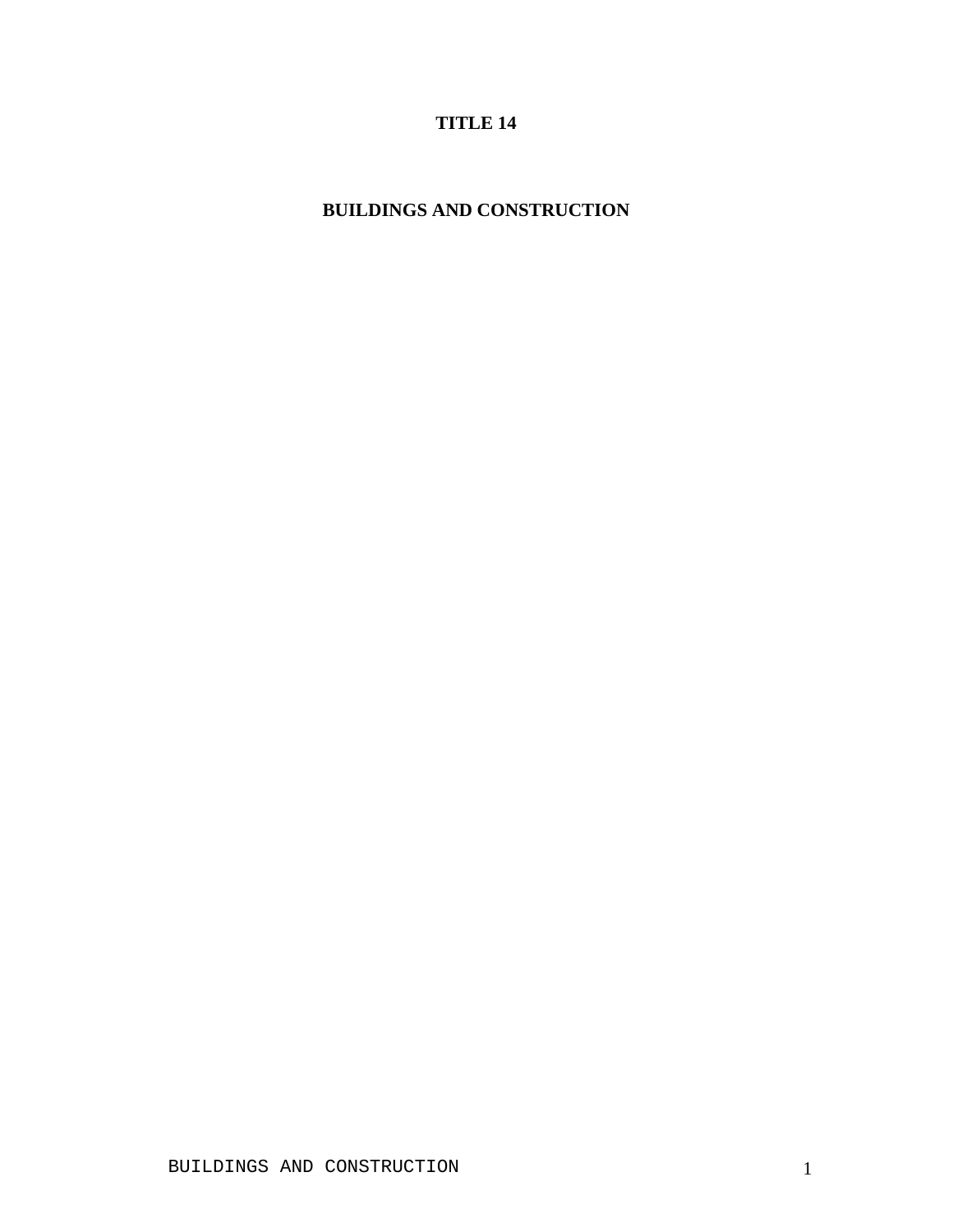# TITLE 14

# BUILDINGS AND CONSTRUCTION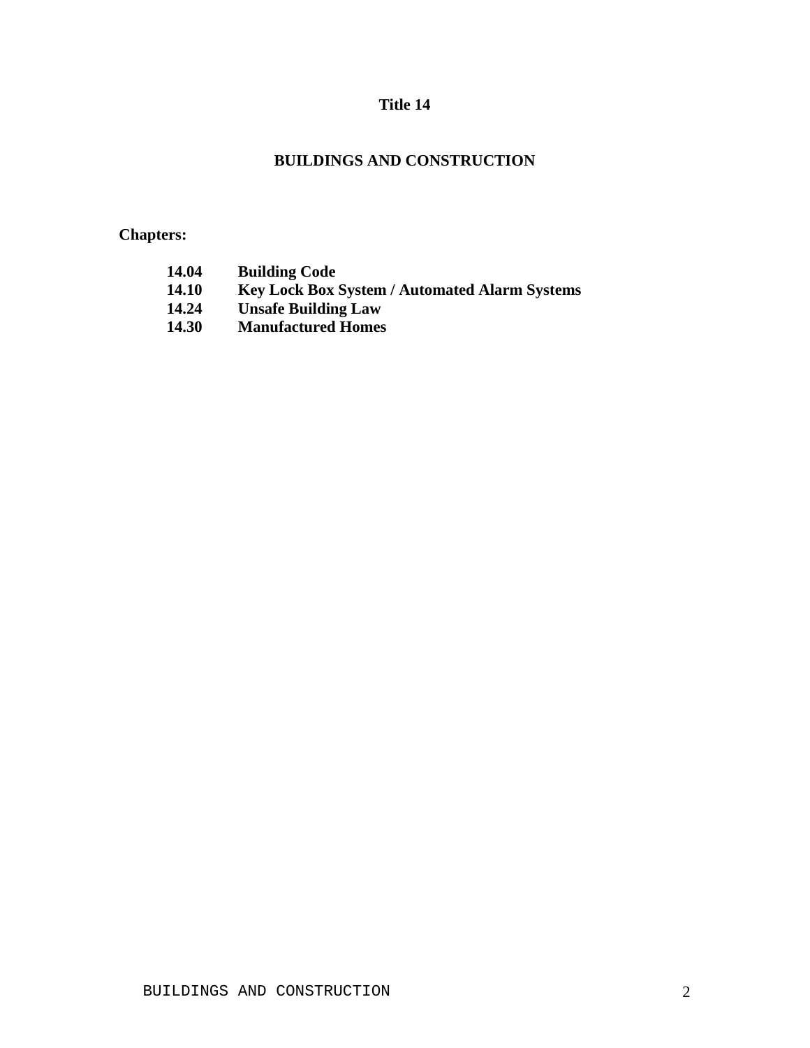# Title 14

## BUILDINGS AND CONSTRUCTION

**Chapters:**

| | |
|---|---|
| **14.04** | **Building Code** |
| **14.10** | **Key Lock Box System / Automated Alarm Systems** |
| **14.24** | **Unsafe Building Law** |
| **14.30** | **Manufactured Homes** |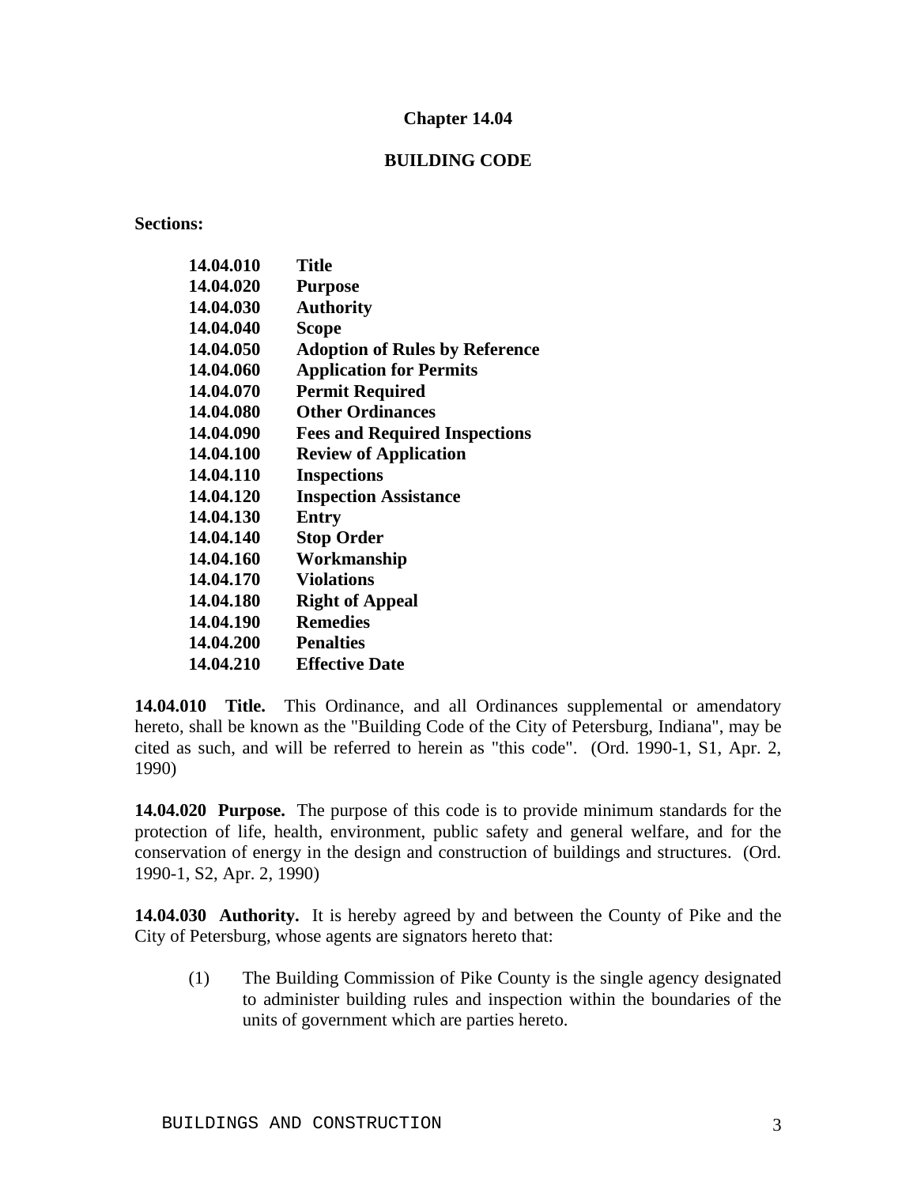# Chapter 14.04

## BUILDING CODE

**Sections:**

| | |
|---|---|
| **14.04.010** | **Title** |
| **14.04.020** | **Purpose** |
| **14.04.030** | **Authority** |
| **14.04.040** | **Scope** |
| **14.04.050** | **Adoption of Rules by Reference** |
| **14.04.060** | **Application for Permits** |
| **14.04.070** | **Permit Required** |
| **14.04.080** | **Other Ordinances** |
| **14.04.090** | **Fees and Required Inspections** |
| **14.04.100** | **Review of Application** |
| **14.04.110** | **Inspections** |
| **14.04.120** | **Inspection Assistance** |
| **14.04.130** | **Entry** |
| **14.04.140** | **Stop Order** |
| **14.04.160** | **Workmanship** |
| **14.04.170** | **Violations** |
| **14.04.180** | **Right of Appeal** |
| **14.04.190** | **Remedies** |
| **14.04.200** | **Penalties** |
| **14.04.210** | **Effective Date** |

**14.04.010 Title.** This Ordinance, and all Ordinances supplemental or amendatory hereto, shall be known as the "Building Code of the City of Petersburg, Indiana", may be cited as such, and will be referred to herein as "this code". (Ord. 1990-1, S1, Apr. 2, 1990)

**14.04.020 Purpose.** The purpose of this code is to provide minimum standards for the protection of life, health, environment, public safety and general welfare, and for the conservation of energy in the design and construction of buildings and structures. (Ord. 1990-1, S2, Apr. 2, 1990)

**14.04.030 Authority.** It is hereby agreed by and between the County of Pike and the City of Petersburg, whose agents are signators hereto that:

(1) The Building Commission of Pike County is the single agency designated to administer building rules and inspection within the boundaries of the units of government which are parties hereto.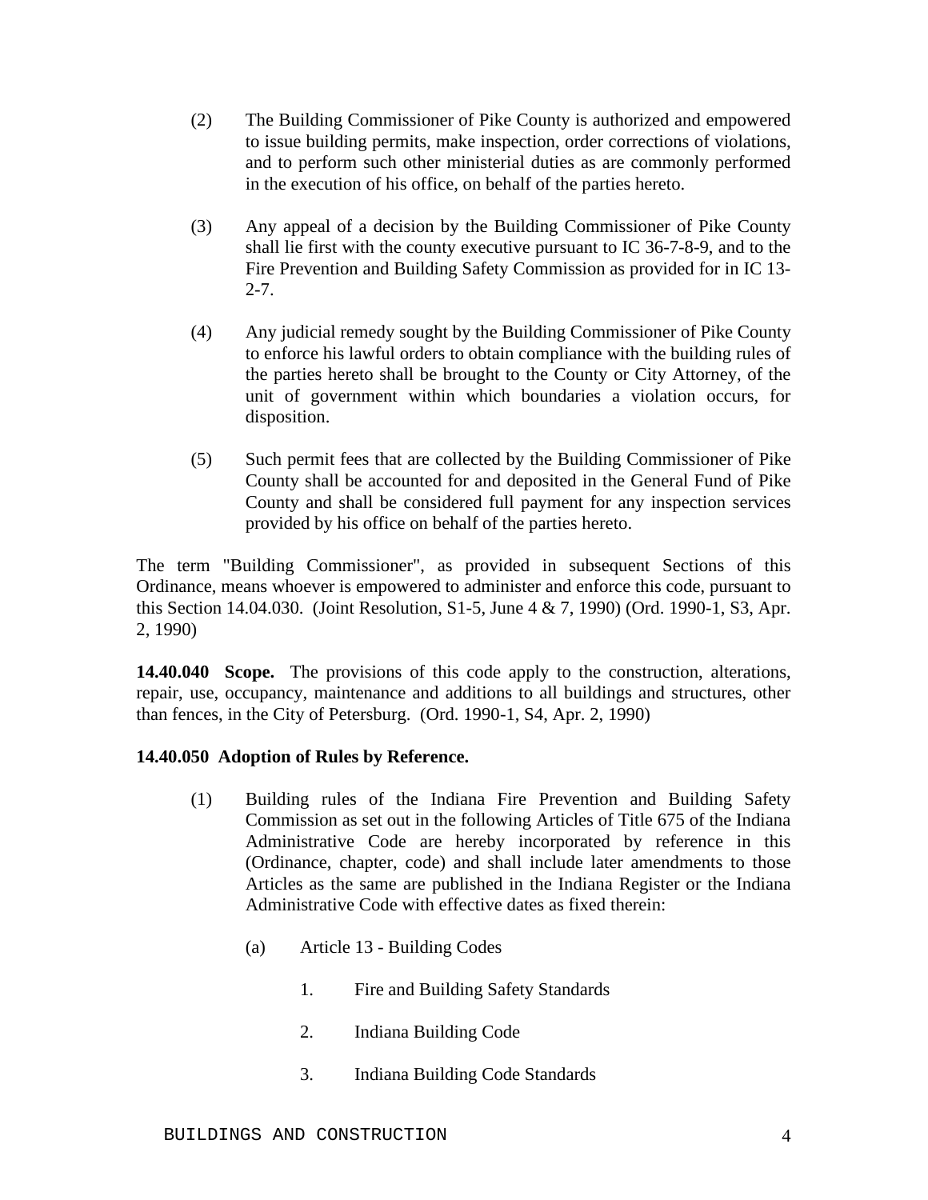(2) The Building Commissioner of Pike County is authorized and empowered to issue building permits, make inspection, order corrections of violations, and to perform such other ministerial duties as are commonly performed in the execution of his office, on behalf of the parties hereto.

(3) Any appeal of a decision by the Building Commissioner of Pike County shall lie first with the county executive pursuant to IC 36-7-8-9, and to the Fire Prevention and Building Safety Commission as provided for in IC 13-2-7.

(4) Any judicial remedy sought by the Building Commissioner of Pike County to enforce his lawful orders to obtain compliance with the building rules of the parties hereto shall be brought to the County or City Attorney, of the unit of government within which boundaries a violation occurs, for disposition.

(5) Such permit fees that are collected by the Building Commissioner of Pike County shall be accounted for and deposited in the General Fund of Pike County and shall be considered full payment for any inspection services provided by his office on behalf of the parties hereto.

The term "Building Commissioner", as provided in subsequent Sections of this Ordinance, means whoever is empowered to administer and enforce this code, pursuant to this Section 14.04.030. (Joint Resolution, S1-5, June 4 & 7, 1990) (Ord. 1990-1, S3, Apr. 2, 1990)

**14.40.040 Scope.** The provisions of this code apply to the construction, alterations, repair, use, occupancy, maintenance and additions to all buildings and structures, other than fences, in the City of Petersburg. (Ord. 1990-1, S4, Apr. 2, 1990)

**14.40.050 Adoption of Rules by Reference.**

(1) Building rules of the Indiana Fire Prevention and Building Safety Commission as set out in the following Articles of Title 675 of the Indiana Administrative Code are hereby incorporated by reference in this (Ordinance, chapter, code) and shall include later amendments to those Articles as the same are published in the Indiana Register or the Indiana Administrative Code with effective dates as fixed therein:

(a) Article 13 - Building Codes

1. Fire and Building Safety Standards

2. Indiana Building Code

3. Indiana Building Code Standards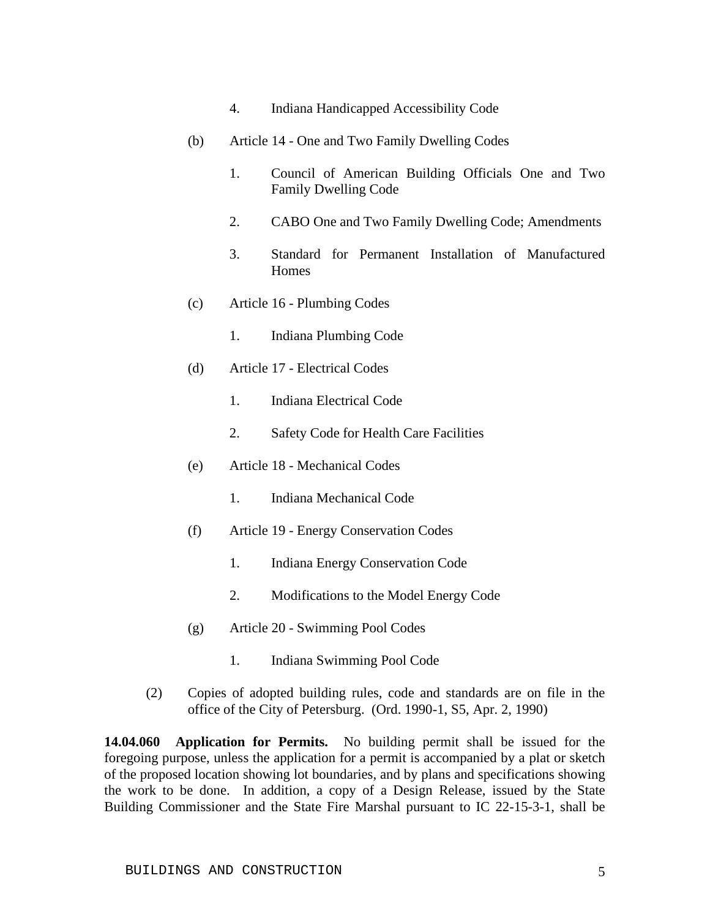4. Indiana Handicapped Accessibility Code

(b) Article 14 - One and Two Family Dwelling Codes

1. Council of American Building Officials One and Two Family Dwelling Code

2. CABO One and Two Family Dwelling Code; Amendments

3. Standard for Permanent Installation of Manufactured Homes

(c) Article 16 - Plumbing Codes

1. Indiana Plumbing Code

(d) Article 17 - Electrical Codes

1. Indiana Electrical Code

2. Safety Code for Health Care Facilities

(e) Article 18 - Mechanical Codes

1. Indiana Mechanical Code

(f) Article 19 - Energy Conservation Codes

1. Indiana Energy Conservation Code

2. Modifications to the Model Energy Code

(g) Article 20 - Swimming Pool Codes

1. Indiana Swimming Pool Code

(2) Copies of adopted building rules, code and standards are on file in the office of the City of Petersburg. (Ord. 1990-1, S5, Apr. 2, 1990)

**14.04.060 Application for Permits.** No building permit shall be issued for the foregoing purpose, unless the application for a permit is accompanied by a plat or sketch of the proposed location showing lot boundaries, and by plans and specifications showing the work to be done. In addition, a copy of a Design Release, issued by the State Building Commissioner and the State Fire Marshal pursuant to IC 22-15-3-1, shall be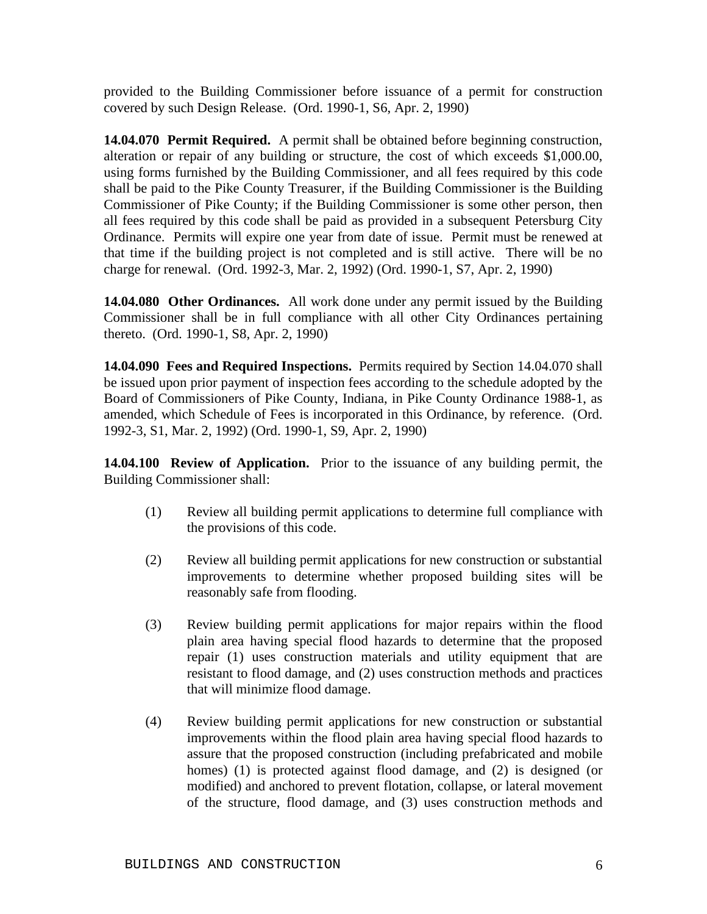provided to the Building Commissioner before issuance of a permit for construction covered by such Design Release. (Ord. 1990-1, S6, Apr. 2, 1990)

**14.04.070 Permit Required.** A permit shall be obtained before beginning construction, alteration or repair of any building or structure, the cost of which exceeds $1,000.00, using forms furnished by the Building Commissioner, and all fees required by this code shall be paid to the Pike County Treasurer, if the Building Commissioner is the Building Commissioner of Pike County; if the Building Commissioner is some other person, then all fees required by this code shall be paid as provided in a subsequent Petersburg City Ordinance. Permits will expire one year from date of issue. Permit must be renewed at that time if the building project is not completed and is still active. There will be no charge for renewal. (Ord. 1992-3, Mar. 2, 1992) (Ord. 1990-1, S7, Apr. 2, 1990)

**14.04.080 Other Ordinances.** All work done under any permit issued by the Building Commissioner shall be in full compliance with all other City Ordinances pertaining thereto. (Ord. 1990-1, S8, Apr. 2, 1990)

**14.04.090 Fees and Required Inspections.** Permits required by Section 14.04.070 shall be issued upon prior payment of inspection fees according to the schedule adopted by the Board of Commissioners of Pike County, Indiana, in Pike County Ordinance 1988-1, as amended, which Schedule of Fees is incorporated in this Ordinance, by reference. (Ord. 1992-3, S1, Mar. 2, 1992) (Ord. 1990-1, S9, Apr. 2, 1990)

**14.04.100 Review of Application.** Prior to the issuance of any building permit, the Building Commissioner shall:

(1) Review all building permit applications to determine full compliance with the provisions of this code.

(2) Review all building permit applications for new construction or substantial improvements to determine whether proposed building sites will be reasonably safe from flooding.

(3) Review building permit applications for major repairs within the flood plain area having special flood hazards to determine that the proposed repair (1) uses construction materials and utility equipment that are resistant to flood damage, and (2) uses construction methods and practices that will minimize flood damage.

(4) Review building permit applications for new construction or substantial improvements within the flood plain area having special flood hazards to assure that the proposed construction (including prefabricated and mobile homes) (1) is protected against flood damage, and (2) is designed (or modified) and anchored to prevent flotation, collapse, or lateral movement of the structure, flood damage, and (3) uses construction methods and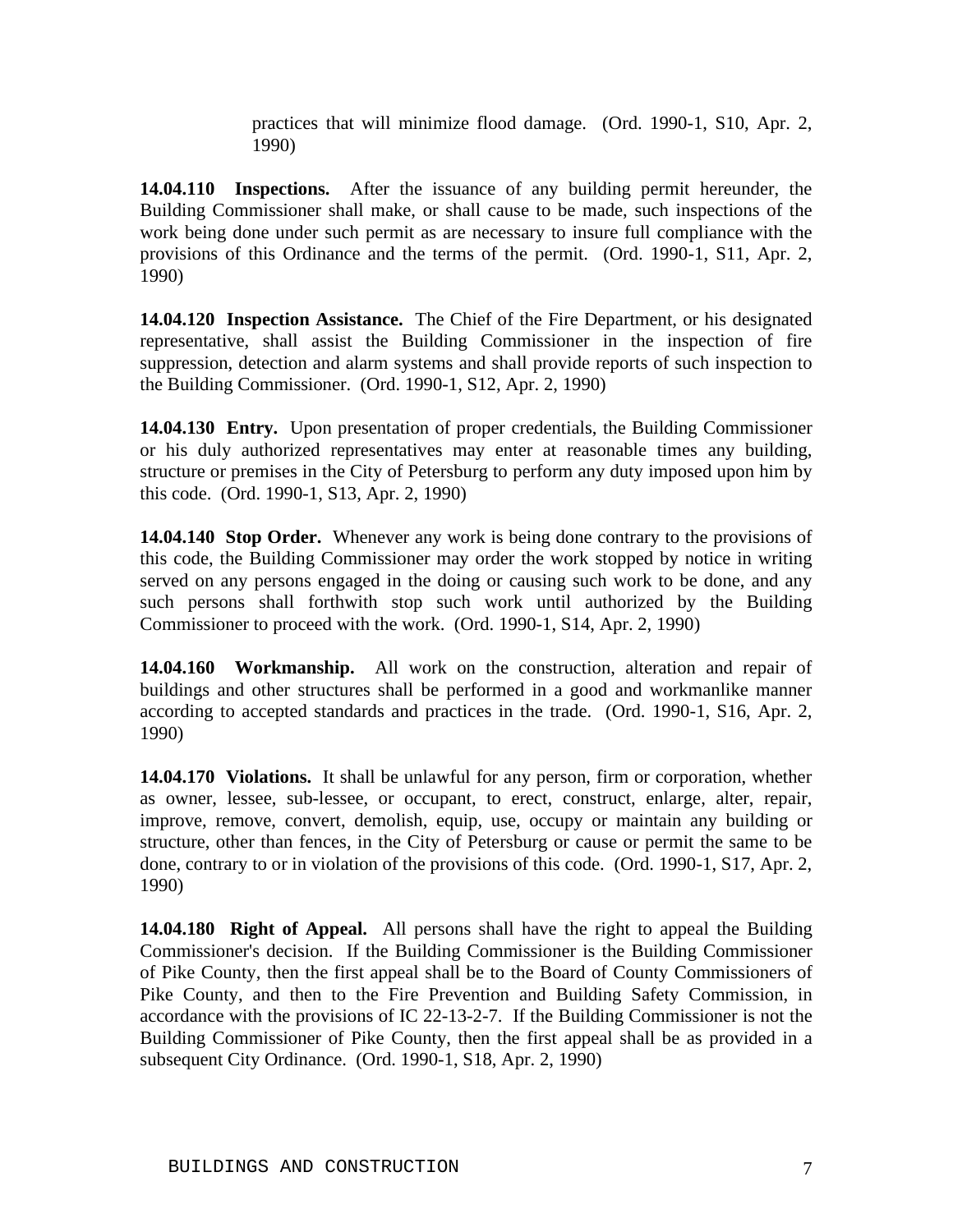practices that will minimize flood damage. (Ord. 1990-1, S10, Apr. 2, 1990)

**14.04.110 Inspections.** After the issuance of any building permit hereunder, the Building Commissioner shall make, or shall cause to be made, such inspections of the work being done under such permit as are necessary to insure full compliance with the provisions of this Ordinance and the terms of the permit. (Ord. 1990-1, S11, Apr. 2, 1990)

**14.04.120 Inspection Assistance.** The Chief of the Fire Department, or his designated representative, shall assist the Building Commissioner in the inspection of fire suppression, detection and alarm systems and shall provide reports of such inspection to the Building Commissioner. (Ord. 1990-1, S12, Apr. 2, 1990)

**14.04.130 Entry.** Upon presentation of proper credentials, the Building Commissioner or his duly authorized representatives may enter at reasonable times any building, structure or premises in the City of Petersburg to perform any duty imposed upon him by this code. (Ord. 1990-1, S13, Apr. 2, 1990)

**14.04.140 Stop Order.** Whenever any work is being done contrary to the provisions of this code, the Building Commissioner may order the work stopped by notice in writing served on any persons engaged in the doing or causing such work to be done, and any such persons shall forthwith stop such work until authorized by the Building Commissioner to proceed with the work. (Ord. 1990-1, S14, Apr. 2, 1990)

**14.04.160 Workmanship.** All work on the construction, alteration and repair of buildings and other structures shall be performed in a good and workmanlike manner according to accepted standards and practices in the trade. (Ord. 1990-1, S16, Apr. 2, 1990)

**14.04.170 Violations.** It shall be unlawful for any person, firm or corporation, whether as owner, lessee, sub-lessee, or occupant, to erect, construct, enlarge, alter, repair, improve, remove, convert, demolish, equip, use, occupy or maintain any building or structure, other than fences, in the City of Petersburg or cause or permit the same to be done, contrary to or in violation of the provisions of this code. (Ord. 1990-1, S17, Apr. 2, 1990)

**14.04.180 Right of Appeal.** All persons shall have the right to appeal the Building Commissioner's decision. If the Building Commissioner is the Building Commissioner of Pike County, then the first appeal shall be to the Board of County Commissioners of Pike County, and then to the Fire Prevention and Building Safety Commission, in accordance with the provisions of IC 22-13-2-7. If the Building Commissioner is not the Building Commissioner of Pike County, then the first appeal shall be as provided in a subsequent City Ordinance. (Ord. 1990-1, S18, Apr. 2, 1990)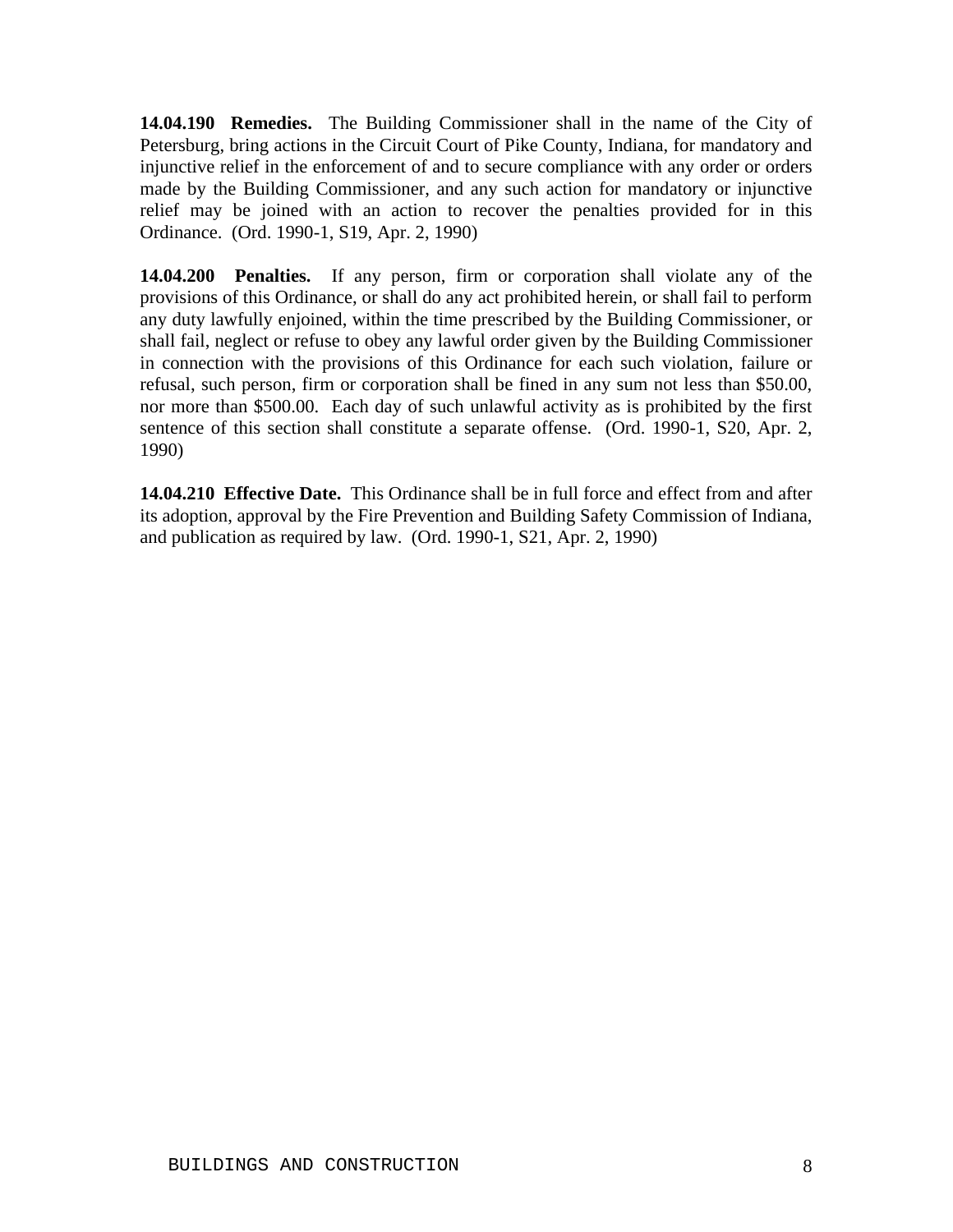**14.04.190 Remedies.** The Building Commissioner shall in the name of the City of Petersburg, bring actions in the Circuit Court of Pike County, Indiana, for mandatory and injunctive relief in the enforcement of and to secure compliance with any order or orders made by the Building Commissioner, and any such action for mandatory or injunctive relief may be joined with an action to recover the penalties provided for in this Ordinance. (Ord. 1990-1, S19, Apr. 2, 1990)

**14.04.200 Penalties.** If any person, firm or corporation shall violate any of the provisions of this Ordinance, or shall do any act prohibited herein, or shall fail to perform any duty lawfully enjoined, within the time prescribed by the Building Commissioner, or shall fail, neglect or refuse to obey any lawful order given by the Building Commissioner in connection with the provisions of this Ordinance for each such violation, failure or refusal, such person, firm or corporation shall be fined in any sum not less than $50.00, nor more than $500.00. Each day of such unlawful activity as is prohibited by the first sentence of this section shall constitute a separate offense. (Ord. 1990-1, S20, Apr. 2, 1990)

**14.04.210 Effective Date.** This Ordinance shall be in full force and effect from and after its adoption, approval by the Fire Prevention and Building Safety Commission of Indiana, and publication as required by law. (Ord. 1990-1, S21, Apr. 2, 1990)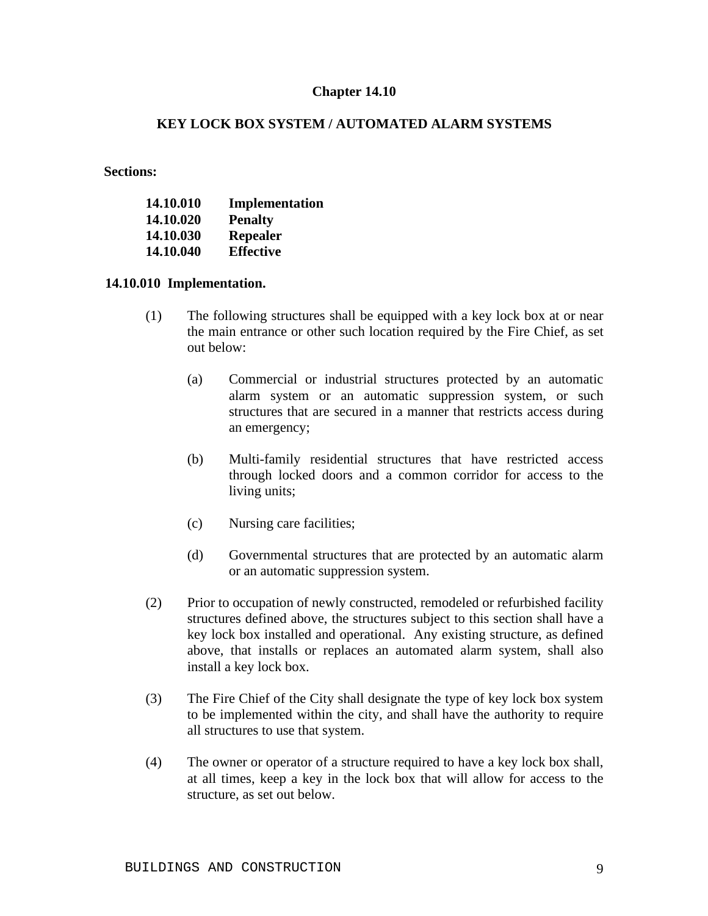# Chapter 14.10

## KEY LOCK BOX SYSTEM / AUTOMATED ALARM SYSTEMS

**Sections:**

| | |
|---|---|
| **14.10.010** | **Implementation** |
| **14.10.020** | **Penalty** |
| **14.10.030** | **Repealer** |
| **14.10.040** | **Effective** |

**14.10.010 Implementation.**

(1) The following structures shall be equipped with a key lock box at or near the main entrance or other such location required by the Fire Chief, as set out below:

(a) Commercial or industrial structures protected by an automatic alarm system or an automatic suppression system, or such structures that are secured in a manner that restricts access during an emergency;

(b) Multi-family residential structures that have restricted access through locked doors and a common corridor for access to the living units;

(c) Nursing care facilities;

(d) Governmental structures that are protected by an automatic alarm or an automatic suppression system.

(2) Prior to occupation of newly constructed, remodeled or refurbished facility structures defined above, the structures subject to this section shall have a key lock box installed and operational. Any existing structure, as defined above, that installs or replaces an automated alarm system, shall also install a key lock box.

(3) The Fire Chief of the City shall designate the type of key lock box system to be implemented within the city, and shall have the authority to require all structures to use that system.

(4) The owner or operator of a structure required to have a key lock box shall, at all times, keep a key in the lock box that will allow for access to the structure, as set out below.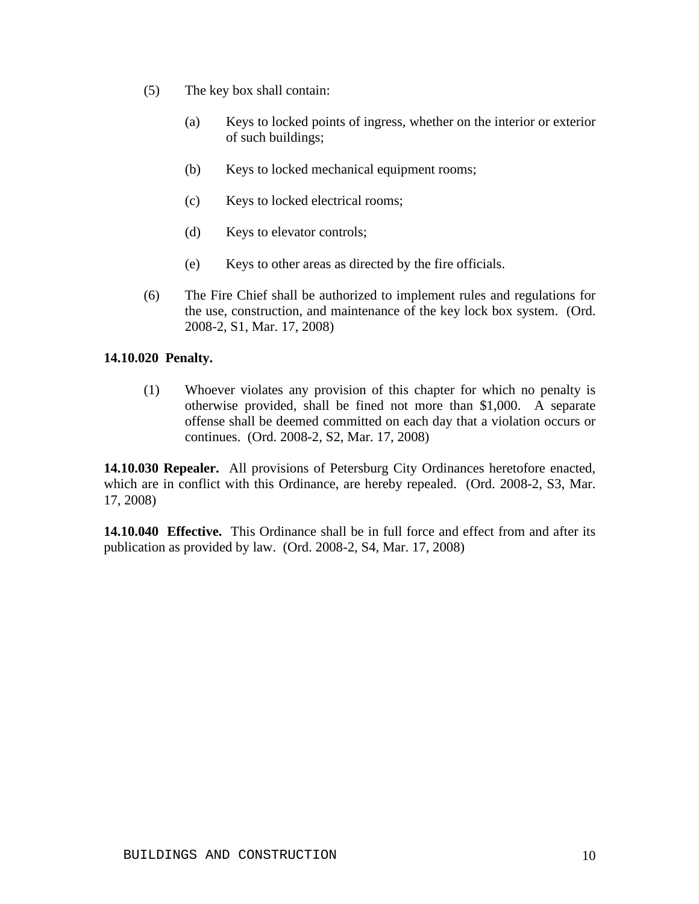(5) The key box shall contain:

   (a) Keys to locked points of ingress, whether on the interior or exterior of such buildings;

   (b) Keys to locked mechanical equipment rooms;

   (c) Keys to locked electrical rooms;

   (d) Keys to elevator controls;

   (e) Keys to other areas as directed by the fire officials.

(6) The Fire Chief shall be authorized to implement rules and regulations for the use, construction, and maintenance of the key lock box system. (Ord. 2008-2, S1, Mar. 17, 2008)

**14.10.020 Penalty.**

(1) Whoever violates any provision of this chapter for which no penalty is otherwise provided, shall be fined not more than $1,000. A separate offense shall be deemed committed on each day that a violation occurs or continues. (Ord. 2008-2, S2, Mar. 17, 2008)

**14.10.030 Repealer.** All provisions of Petersburg City Ordinances heretofore enacted, which are in conflict with this Ordinance, are hereby repealed. (Ord. 2008-2, S3, Mar. 17, 2008)

**14.10.040 Effective.** This Ordinance shall be in full force and effect from and after its publication as provided by law. (Ord. 2008-2, S4, Mar. 17, 2008)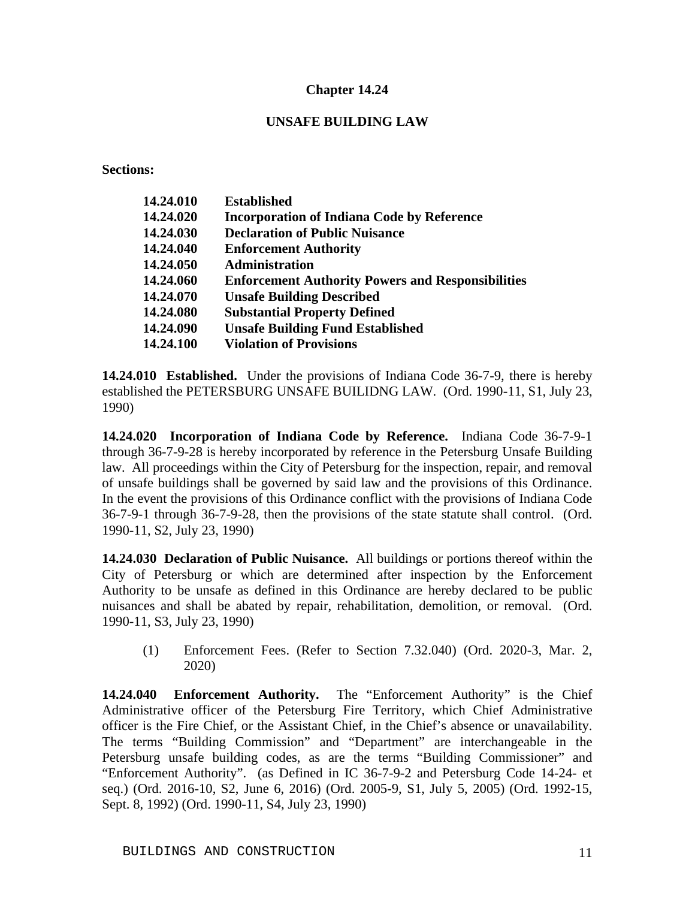# Chapter 14.24

## UNSAFE BUILDING LAW

**Sections:**

| | |
|---|---|
| **14.24.010** | **Established** |
| **14.24.020** | **Incorporation of Indiana Code by Reference** |
| **14.24.030** | **Declaration of Public Nuisance** |
| **14.24.040** | **Enforcement Authority** |
| **14.24.050** | **Administration** |
| **14.24.060** | **Enforcement Authority Powers and Responsibilities** |
| **14.24.070** | **Unsafe Building Described** |
| **14.24.080** | **Substantial Property Defined** |
| **14.24.090** | **Unsafe Building Fund Established** |
| **14.24.100** | **Violation of Provisions** |

**14.24.010 Established.** Under the provisions of Indiana Code 36-7-9, there is hereby established the PETERSBURG UNSAFE BUILIDNG LAW. (Ord. 1990-11, S1, July 23, 1990)

**14.24.020 Incorporation of Indiana Code by Reference.** Indiana Code 36-7-9-1 through 36-7-9-28 is hereby incorporated by reference in the Petersburg Unsafe Building law. All proceedings within the City of Petersburg for the inspection, repair, and removal of unsafe buildings shall be governed by said law and the provisions of this Ordinance. In the event the provisions of this Ordinance conflict with the provisions of Indiana Code 36-7-9-1 through 36-7-9-28, then the provisions of the state statute shall control. (Ord. 1990-11, S2, July 23, 1990)

**14.24.030 Declaration of Public Nuisance.** All buildings or portions thereof within the City of Petersburg or which are determined after inspection by the Enforcement Authority to be unsafe as defined in this Ordinance are hereby declared to be public nuisances and shall be abated by repair, rehabilitation, demolition, or removal. (Ord. 1990-11, S3, July 23, 1990)

(1) Enforcement Fees. (Refer to Section 7.32.040) (Ord. 2020-3, Mar. 2, 2020)

**14.24.040 Enforcement Authority.** The "Enforcement Authority" is the Chief Administrative officer of the Petersburg Fire Territory, which Chief Administrative officer is the Fire Chief, or the Assistant Chief, in the Chief's absence or unavailability. The terms "Building Commission" and "Department" are interchangeable in the Petersburg unsafe building codes, as are the terms "Building Commissioner" and "Enforcement Authority". (as Defined in IC 36-7-9-2 and Petersburg Code 14-24- et seq.) (Ord. 2016-10, S2, June 6, 2016) (Ord. 2005-9, S1, July 5, 2005) (Ord. 1992-15, Sept. 8, 1992) (Ord. 1990-11, S4, July 23, 1990)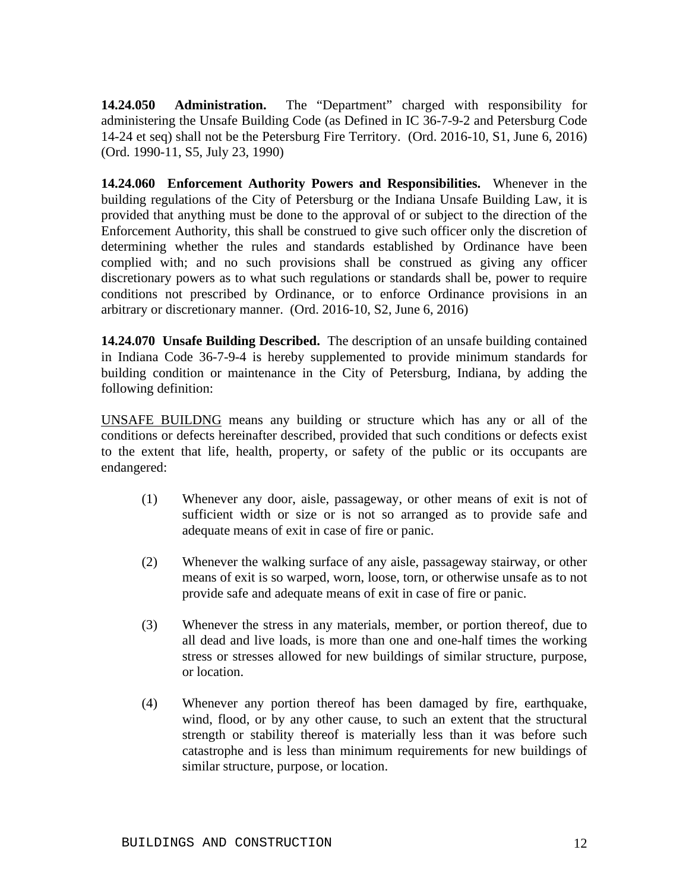**14.24.050 Administration.** The "Department" charged with responsibility for administering the Unsafe Building Code (as Defined in IC 36-7-9-2 and Petersburg Code 14-24 et seq) shall not be the Petersburg Fire Territory. (Ord. 2016-10, S1, June 6, 2016) (Ord. 1990-11, S5, July 23, 1990)

**14.24.060 Enforcement Authority Powers and Responsibilities.** Whenever in the building regulations of the City of Petersburg or the Indiana Unsafe Building Law, it is provided that anything must be done to the approval of or subject to the direction of the Enforcement Authority, this shall be construed to give such officer only the discretion of determining whether the rules and standards established by Ordinance have been complied with; and no such provisions shall be construed as giving any officer discretionary powers as to what such regulations or standards shall be, power to require conditions not prescribed by Ordinance, or to enforce Ordinance provisions in an arbitrary or discretionary manner. (Ord. 2016-10, S2, June 6, 2016)

**14.24.070 Unsafe Building Described.** The description of an unsafe building contained in Indiana Code 36-7-9-4 is hereby supplemented to provide minimum standards for building condition or maintenance in the City of Petersburg, Indiana, by adding the following definition:

<u>UNSAFE BUILDNG</u> means any building or structure which has any or all of the conditions or defects hereinafter described, provided that such conditions or defects exist to the extent that life, health, property, or safety of the public or its occupants are endangered:

(1) Whenever any door, aisle, passageway, or other means of exit is not of sufficient width or size or is not so arranged as to provide safe and adequate means of exit in case of fire or panic.

(2) Whenever the walking surface of any aisle, passageway stairway, or other means of exit is so warped, worn, loose, torn, or otherwise unsafe as to not provide safe and adequate means of exit in case of fire or panic.

(3) Whenever the stress in any materials, member, or portion thereof, due to all dead and live loads, is more than one and one-half times the working stress or stresses allowed for new buildings of similar structure, purpose, or location.

(4) Whenever any portion thereof has been damaged by fire, earthquake, wind, flood, or by any other cause, to such an extent that the structural strength or stability thereof is materially less than it was before such catastrophe and is less than minimum requirements for new buildings of similar structure, purpose, or location.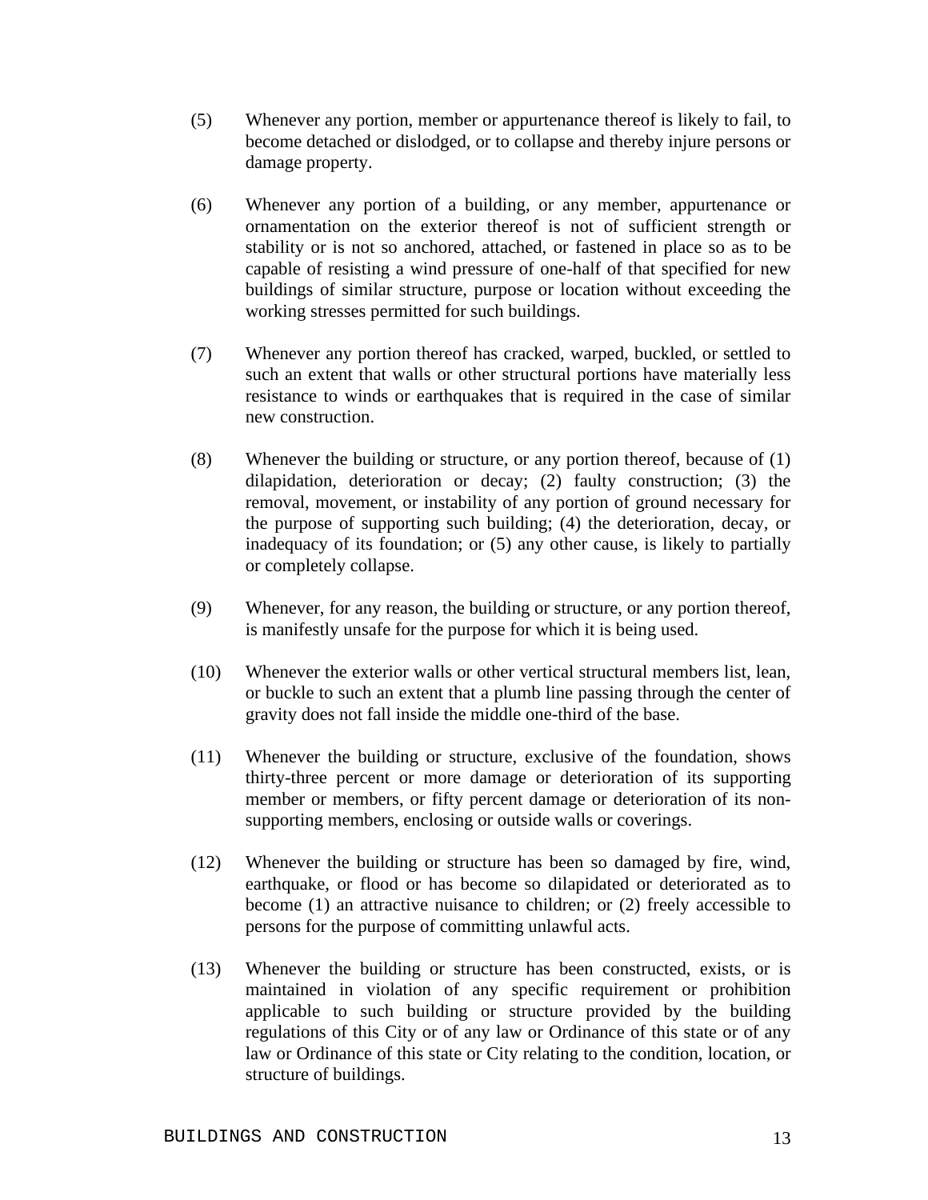(5) Whenever any portion, member or appurtenance thereof is likely to fail, to become detached or dislodged, or to collapse and thereby injure persons or damage property.

(6) Whenever any portion of a building, or any member, appurtenance or ornamentation on the exterior thereof is not of sufficient strength or stability or is not so anchored, attached, or fastened in place so as to be capable of resisting a wind pressure of one-half of that specified for new buildings of similar structure, purpose or location without exceeding the working stresses permitted for such buildings.

(7) Whenever any portion thereof has cracked, warped, buckled, or settled to such an extent that walls or other structural portions have materially less resistance to winds or earthquakes that is required in the case of similar new construction.

(8) Whenever the building or structure, or any portion thereof, because of (1) dilapidation, deterioration or decay; (2) faulty construction; (3) the removal, movement, or instability of any portion of ground necessary for the purpose of supporting such building; (4) the deterioration, decay, or inadequacy of its foundation; or (5) any other cause, is likely to partially or completely collapse.

(9) Whenever, for any reason, the building or structure, or any portion thereof, is manifestly unsafe for the purpose for which it is being used.

(10) Whenever the exterior walls or other vertical structural members list, lean, or buckle to such an extent that a plumb line passing through the center of gravity does not fall inside the middle one-third of the base.

(11) Whenever the building or structure, exclusive of the foundation, shows thirty-three percent or more damage or deterioration of its supporting member or members, or fifty percent damage or deterioration of its non-supporting members, enclosing or outside walls or coverings.

(12) Whenever the building or structure has been so damaged by fire, wind, earthquake, or flood or has become so dilapidated or deteriorated as to become (1) an attractive nuisance to children; or (2) freely accessible to persons for the purpose of committing unlawful acts.

(13) Whenever the building or structure has been constructed, exists, or is maintained in violation of any specific requirement or prohibition applicable to such building or structure provided by the building regulations of this City or of any law or Ordinance of this state or of any law or Ordinance of this state or City relating to the condition, location, or structure of buildings.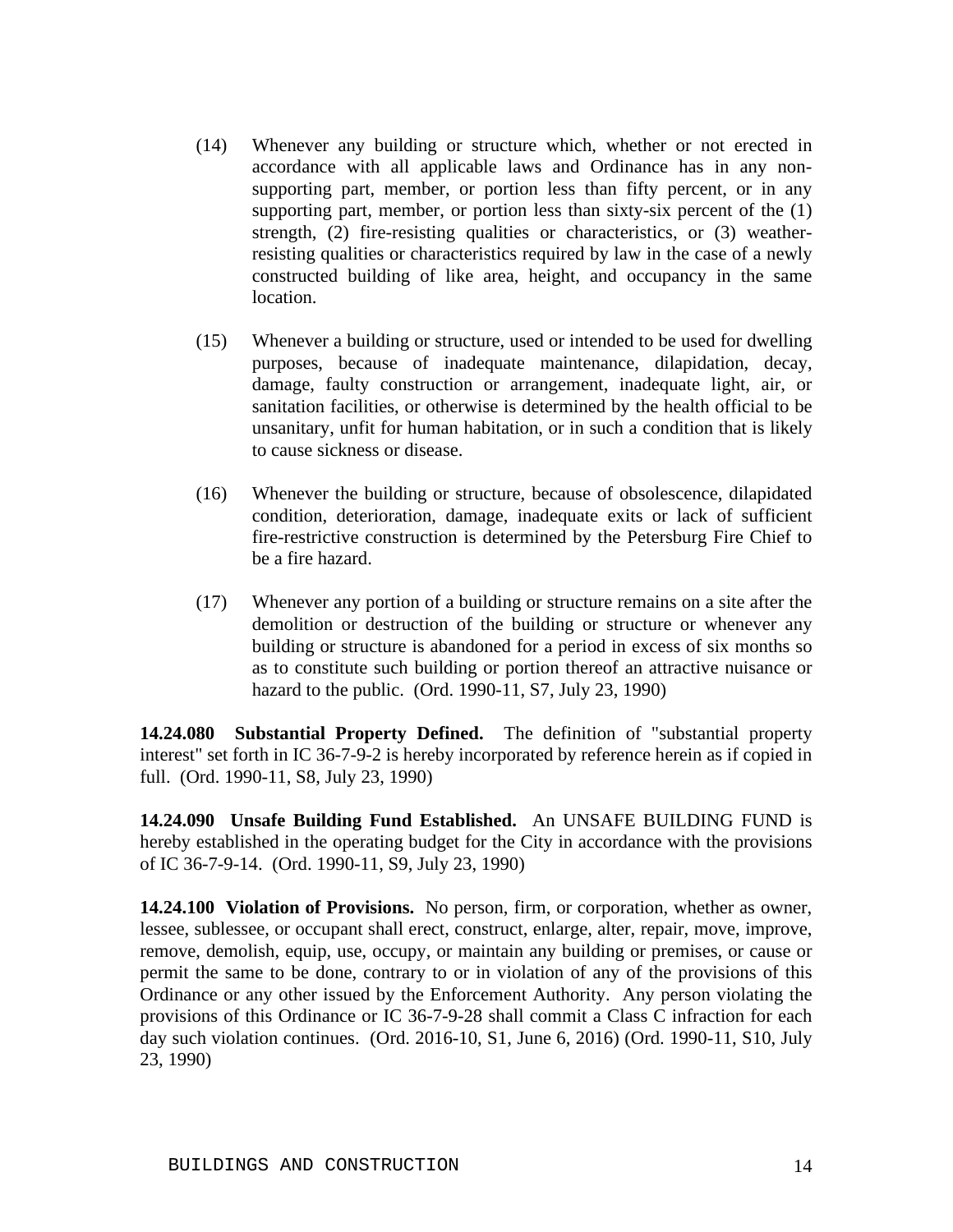(14) Whenever any building or structure which, whether or not erected in accordance with all applicable laws and Ordinance has in any non-supporting part, member, or portion less than fifty percent, or in any supporting part, member, or portion less than sixty-six percent of the (1) strength, (2) fire-resisting qualities or characteristics, or (3) weather-resisting qualities or characteristics required by law in the case of a newly constructed building of like area, height, and occupancy in the same location.

(15) Whenever a building or structure, used or intended to be used for dwelling purposes, because of inadequate maintenance, dilapidation, decay, damage, faulty construction or arrangement, inadequate light, air, or sanitation facilities, or otherwise is determined by the health official to be unsanitary, unfit for human habitation, or in such a condition that is likely to cause sickness or disease.

(16) Whenever the building or structure, because of obsolescence, dilapidated condition, deterioration, damage, inadequate exits or lack of sufficient fire-restrictive construction is determined by the Petersburg Fire Chief to be a fire hazard.

(17) Whenever any portion of a building or structure remains on a site after the demolition or destruction of the building or structure or whenever any building or structure is abandoned for a period in excess of six months so as to constitute such building or portion thereof an attractive nuisance or hazard to the public. (Ord. 1990-11, S7, July 23, 1990)

**14.24.080 Substantial Property Defined.** The definition of "substantial property interest" set forth in IC 36-7-9-2 is hereby incorporated by reference herein as if copied in full. (Ord. 1990-11, S8, July 23, 1990)

**14.24.090 Unsafe Building Fund Established.** An UNSAFE BUILDING FUND is hereby established in the operating budget for the City in accordance with the provisions of IC 36-7-9-14. (Ord. 1990-11, S9, July 23, 1990)

**14.24.100 Violation of Provisions.** No person, firm, or corporation, whether as owner, lessee, sublessee, or occupant shall erect, construct, enlarge, alter, repair, move, improve, remove, demolish, equip, use, occupy, or maintain any building or premises, or cause or permit the same to be done, contrary to or in violation of any of the provisions of this Ordinance or any other issued by the Enforcement Authority. Any person violating the provisions of this Ordinance or IC 36-7-9-28 shall commit a Class C infraction for each day such violation continues. (Ord. 2016-10, S1, June 6, 2016) (Ord. 1990-11, S10, July 23, 1990)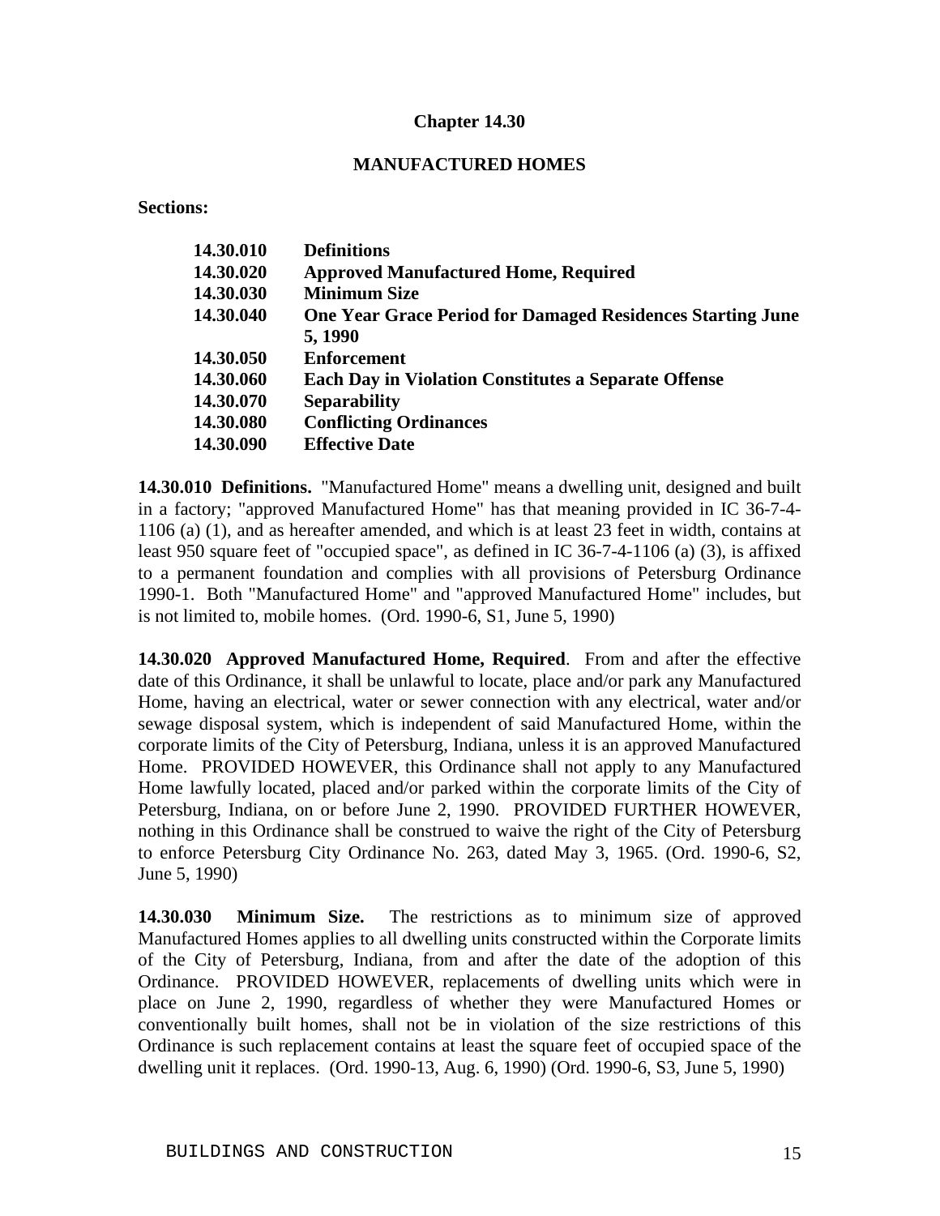# Chapter 14.30

## MANUFACTURED HOMES

**Sections:**

| | |
|---|---|
| **14.30.010** | **Definitions** |
| **14.30.020** | **Approved Manufactured Home, Required** |
| **14.30.030** | **Minimum Size** |
| **14.30.040** | **One Year Grace Period for Damaged Residences Starting June 5, 1990** |
| **14.30.050** | **Enforcement** |
| **14.30.060** | **Each Day in Violation Constitutes a Separate Offense** |
| **14.30.070** | **Separability** |
| **14.30.080** | **Conflicting Ordinances** |
| **14.30.090** | **Effective Date** |

**14.30.010 Definitions.** "Manufactured Home" means a dwelling unit, designed and built in a factory; "approved Manufactured Home" has that meaning provided in IC 36-7-4-1106 (a) (1), and as hereafter amended, and which is at least 23 feet in width, contains at least 950 square feet of "occupied space", as defined in IC 36-7-4-1106 (a) (3), is affixed to a permanent foundation and complies with all provisions of Petersburg Ordinance 1990-1. Both "Manufactured Home" and "approved Manufactured Home" includes, but is not limited to, mobile homes. (Ord. 1990-6, S1, June 5, 1990)

**14.30.020 Approved Manufactured Home, Required**. From and after the effective date of this Ordinance, it shall be unlawful to locate, place and/or park any Manufactured Home, having an electrical, water or sewer connection with any electrical, water and/or sewage disposal system, which is independent of said Manufactured Home, within the corporate limits of the City of Petersburg, Indiana, unless it is an approved Manufactured Home. PROVIDED HOWEVER, this Ordinance shall not apply to any Manufactured Home lawfully located, placed and/or parked within the corporate limits of the City of Petersburg, Indiana, on or before June 2, 1990. PROVIDED FURTHER HOWEVER, nothing in this Ordinance shall be construed to waive the right of the City of Petersburg to enforce Petersburg City Ordinance No. 263, dated May 3, 1965. (Ord. 1990-6, S2, June 5, 1990)

**14.30.030 Minimum Size.** The restrictions as to minimum size of approved Manufactured Homes applies to all dwelling units constructed within the Corporate limits of the City of Petersburg, Indiana, from and after the date of the adoption of this Ordinance. PROVIDED HOWEVER, replacements of dwelling units which were in place on June 2, 1990, regardless of whether they were Manufactured Homes or conventionally built homes, shall not be in violation of the size restrictions of this Ordinance is such replacement contains at least the square feet of occupied space of the dwelling unit it replaces. (Ord. 1990-13, Aug. 6, 1990) (Ord. 1990-6, S3, June 5, 1990)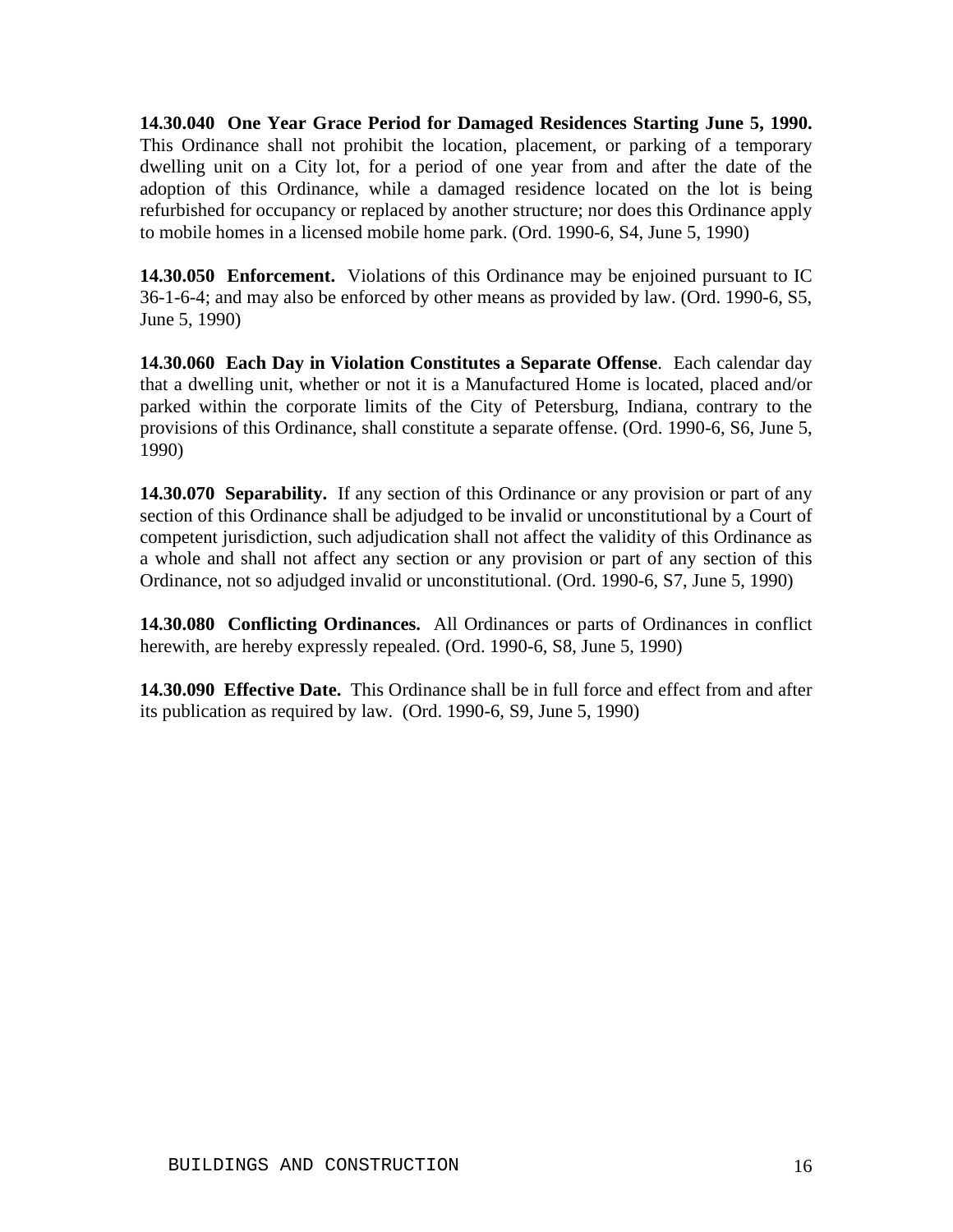**14.30.040 One Year Grace Period for Damaged Residences Starting June 5, 1990.** This Ordinance shall not prohibit the location, placement, or parking of a temporary dwelling unit on a City lot, for a period of one year from and after the date of the adoption of this Ordinance, while a damaged residence located on the lot is being refurbished for occupancy or replaced by another structure; nor does this Ordinance apply to mobile homes in a licensed mobile home park. (Ord. 1990-6, S4, June 5, 1990)

**14.30.050 Enforcement.** Violations of this Ordinance may be enjoined pursuant to IC 36-1-6-4; and may also be enforced by other means as provided by law. (Ord. 1990-6, S5, June 5, 1990)

**14.30.060 Each Day in Violation Constitutes a Separate Offense**. Each calendar day that a dwelling unit, whether or not it is a Manufactured Home is located, placed and/or parked within the corporate limits of the City of Petersburg, Indiana, contrary to the provisions of this Ordinance, shall constitute a separate offense. (Ord. 1990-6, S6, June 5, 1990)

**14.30.070 Separability.** If any section of this Ordinance or any provision or part of any section of this Ordinance shall be adjudged to be invalid or unconstitutional by a Court of competent jurisdiction, such adjudication shall not affect the validity of this Ordinance as a whole and shall not affect any section or any provision or part of any section of this Ordinance, not so adjudged invalid or unconstitutional. (Ord. 1990-6, S7, June 5, 1990)

**14.30.080 Conflicting Ordinances.** All Ordinances or parts of Ordinances in conflict herewith, are hereby expressly repealed. (Ord. 1990-6, S8, June 5, 1990)

**14.30.090 Effective Date.** This Ordinance shall be in full force and effect from and after its publication as required by law. (Ord. 1990-6, S9, June 5, 1990)